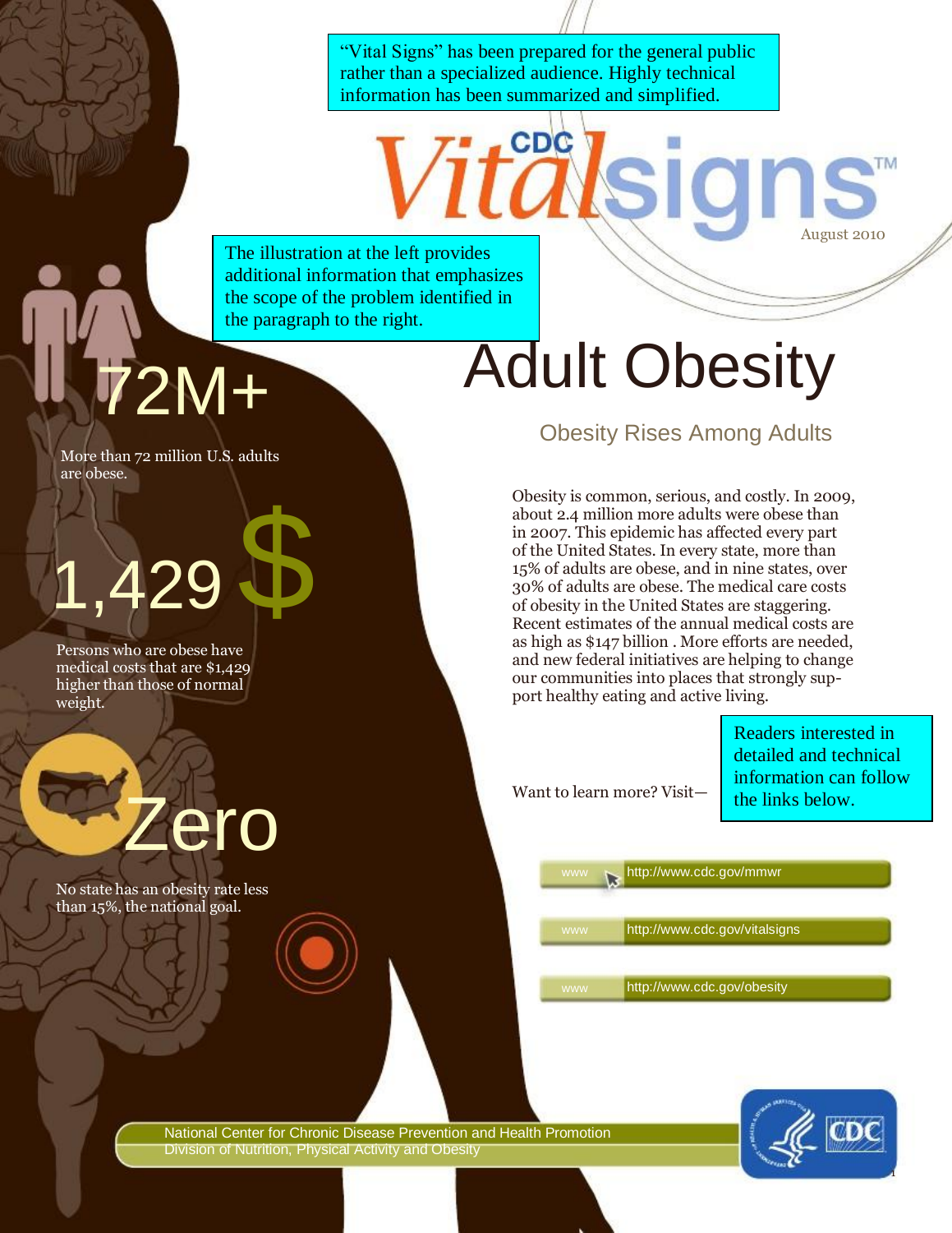"Vital Signs" has been prepared for the general public rather than a specialized audience. Highly technical information has been summarized and simplified.

CDC Vitalsigns™

August 2010

The illustration at the left provides additional information that emphasizes the scope of the problem identified in the paragraph to the right.

# Adult Obesity

## Obesity Rises Among Adults

**72M+**

More than 72 million U.S. adults are obese.

**1,429 $**

Persons who are obese have medical costs that are $1,429 higher than those of normal weight.

**Zero**

No state has an obesity rate less than 15%, the national goal.

Obesity is common, serious, and costly. In 2009, about 2.4 million more adults were obese than in 2007. This epidemic has affected every part of the United States. In every state, more than 15% of adults are obese, and in nine states, over 30% of adults are obese. The medical care costs of obesity in the United States are staggering. Recent estimates of the annual medical costs are as high as $147 billion . More efforts are needed, and new federal initiatives are helping to change our communities into places that strongly support healthy eating and active living.

Want to learn more? Visit—

Readers interested in detailed and technical information can follow the links below.

- www http://www.cdc.gov/mmwr
- www http://www.cdc.gov/vitalsigns
- www http://www.cdc.gov/obesity

National Center for Chronic Disease Prevention and Health Promotion
Division of Nutrition, Physical Activity and Obesity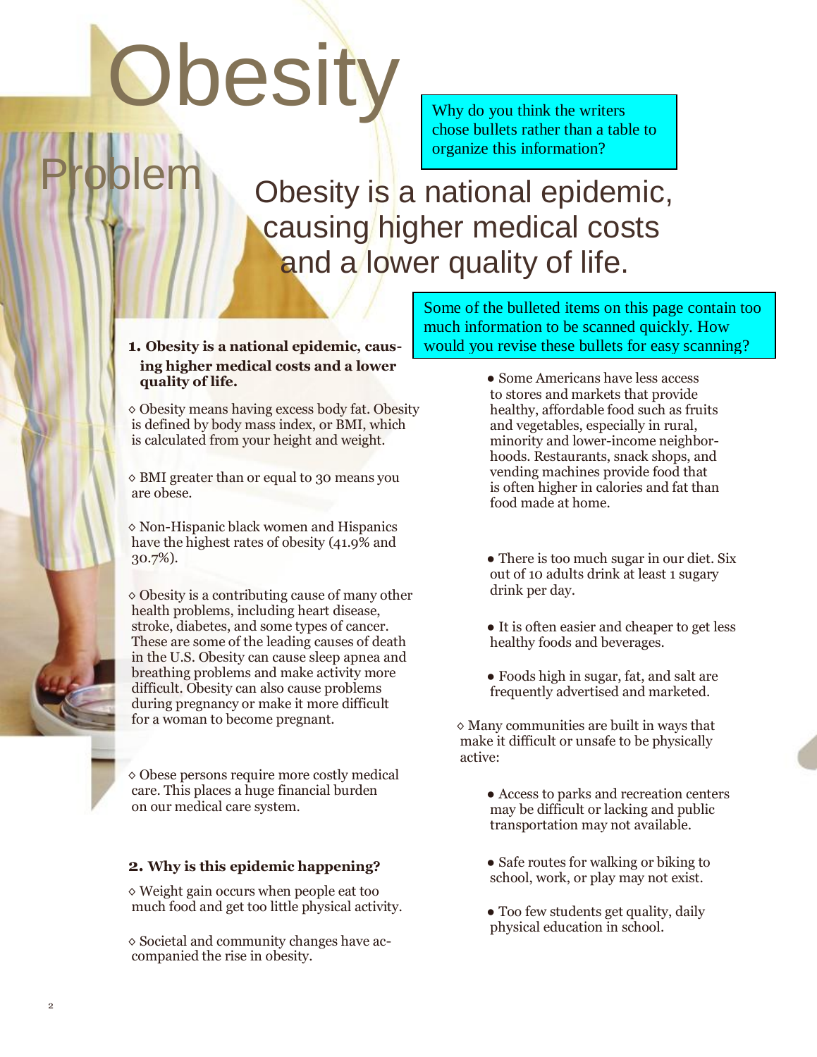# Obesity

## Problem

Why do you think the writers chose bullets rather than a table to organize this information?

## Obesity is a national epidemic, causing higher medical costs and a lower quality of life.

Some of the bulleted items on this page contain too much information to be scanned quickly. How would you revise these bullets for easy scanning?

**1. Obesity is a national epidemic, causing higher medical costs and a lower quality of life.**

◇ Obesity means having excess body fat. Obesity is defined by body mass index, or BMI, which is calculated from your height and weight.

◇ BMI greater than or equal to 30 means you are obese.

◇ Non-Hispanic black women and Hispanics have the highest rates of obesity (41.9% and 30.7%).

◇ Obesity is a contributing cause of many other health problems, including heart disease, stroke, diabetes, and some types of cancer. These are some of the leading causes of death in the U.S. Obesity can cause sleep apnea and breathing problems and make activity more difficult. Obesity can also cause problems during pregnancy or make it more difficult for a woman to become pregnant.

◇ Obese persons require more costly medical care. This places a huge financial burden on our medical care system.

**2. Why is this epidemic happening?**

◇ Weight gain occurs when people eat too much food and get too little physical activity.

◇ Societal and community changes have accompanied the rise in obesity.

- Some Americans have less access to stores and markets that provide healthy, affordable food such as fruits and vegetables, especially in rural, minority and lower-income neighborhoods. Restaurants, snack shops, and vending machines provide food that is often higher in calories and fat than food made at home.
- There is too much sugar in our diet. Six out of 10 adults drink at least 1 sugary drink per day.
- It is often easier and cheaper to get less healthy foods and beverages.
- Foods high in sugar, fat, and salt are frequently advertised and marketed.

◇ Many communities are built in ways that make it difficult or unsafe to be physically active:

- Access to parks and recreation centers may be difficult or lacking and public transportation may not available.
- Safe routes for walking or biking to school, work, or play may not exist.
- Too few students get quality, daily physical education in school.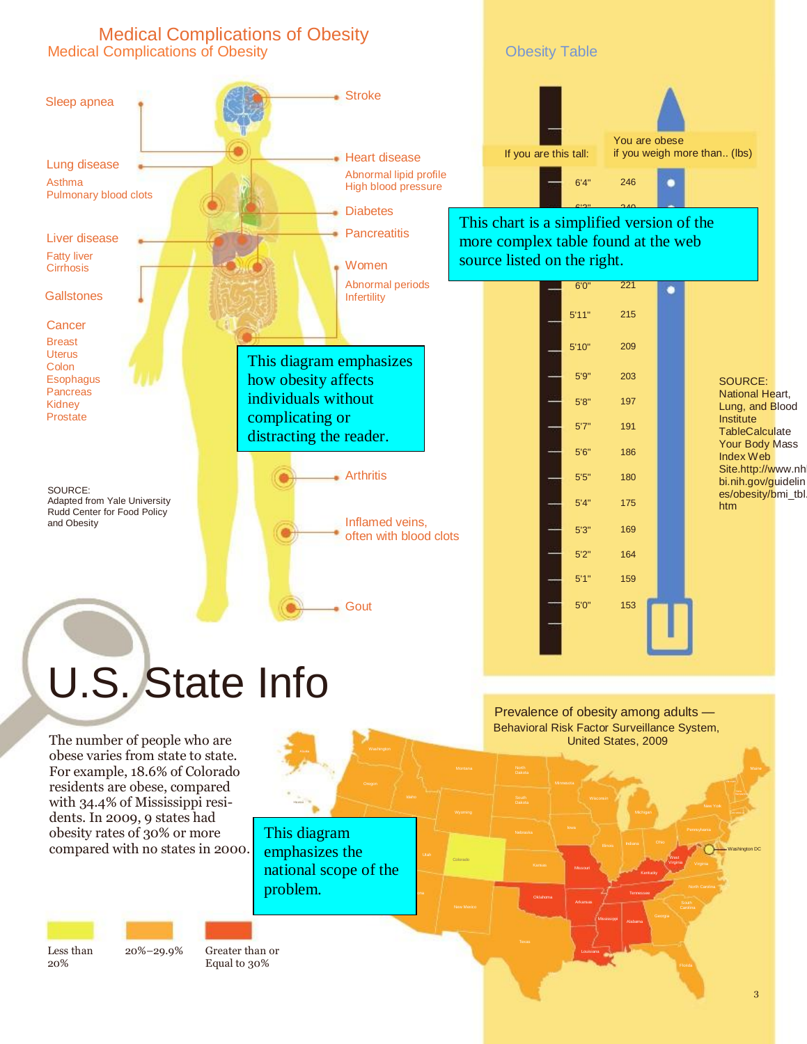# Medical Complications of Obesity

## Medical Complications of Obesity

Sleep apnea

Lung disease
Asthma
Pulmonary blood clots

Liver disease
Fatty liver
Cirrhosis

Gallstones

Cancer
Breast
Uterus
Colon
Esophagus
Pancreas
Kidney
Prostate

Stroke

Heart disease
Abnormal lipid profile
High blood pressure

Diabetes

Pancreatitis

Women
Abnormal periods
Infertility

Arthritis

Inflamed veins, often with blood clots

Gout

This diagram emphasizes how obesity affects individuals without complicating or distracting the reader.

SOURCE:
Adapted from Yale University Rudd Center for Food Policy and Obesity

## Obesity Table

This chart is a simplified version of the more complex table found at the web source listed on the right.

| If you are this tall: | You are obese if you weigh more than.. (lbs) |
|---|---|
| 6'4" | 246 |
| 6'2" | 240 |
| 6'0" | 221 |
| 5'11" | 215 |
| 5'10" | 209 |
| 5'9" | 203 |
| 5'8" | 197 |
| 5'7" | 191 |
| 5'6" | 186 |
| 5'5" | 180 |
| 5'4" | 175 |
| 5'3" | 169 |
| 5'2" | 164 |
| 5'1" | 159 |
| 5'0" | 153 |

SOURCE:
National Heart, Lung, and Blood Institute
TableCalculate Your Body Mass Index Web Site.http://www.nhlbi.nih.gov/guidelines/obesity/bmi_tbl.htm

# U.S. State Info

The number of people who are obese varies from state to state. For example, 18.6% of Colorado residents are obese, compared with 34.4% of Mississippi residents. In 2009, 9 states had obesity rates of 30% or more compared with no states in 2000.

This diagram emphasizes the national scope of the problem.

Prevalence of obesity among adults — Behavioral Risk Factor Surveillance System, United States, 2009

Less than 20%

20%–29.9%

Greater than or Equal to 30%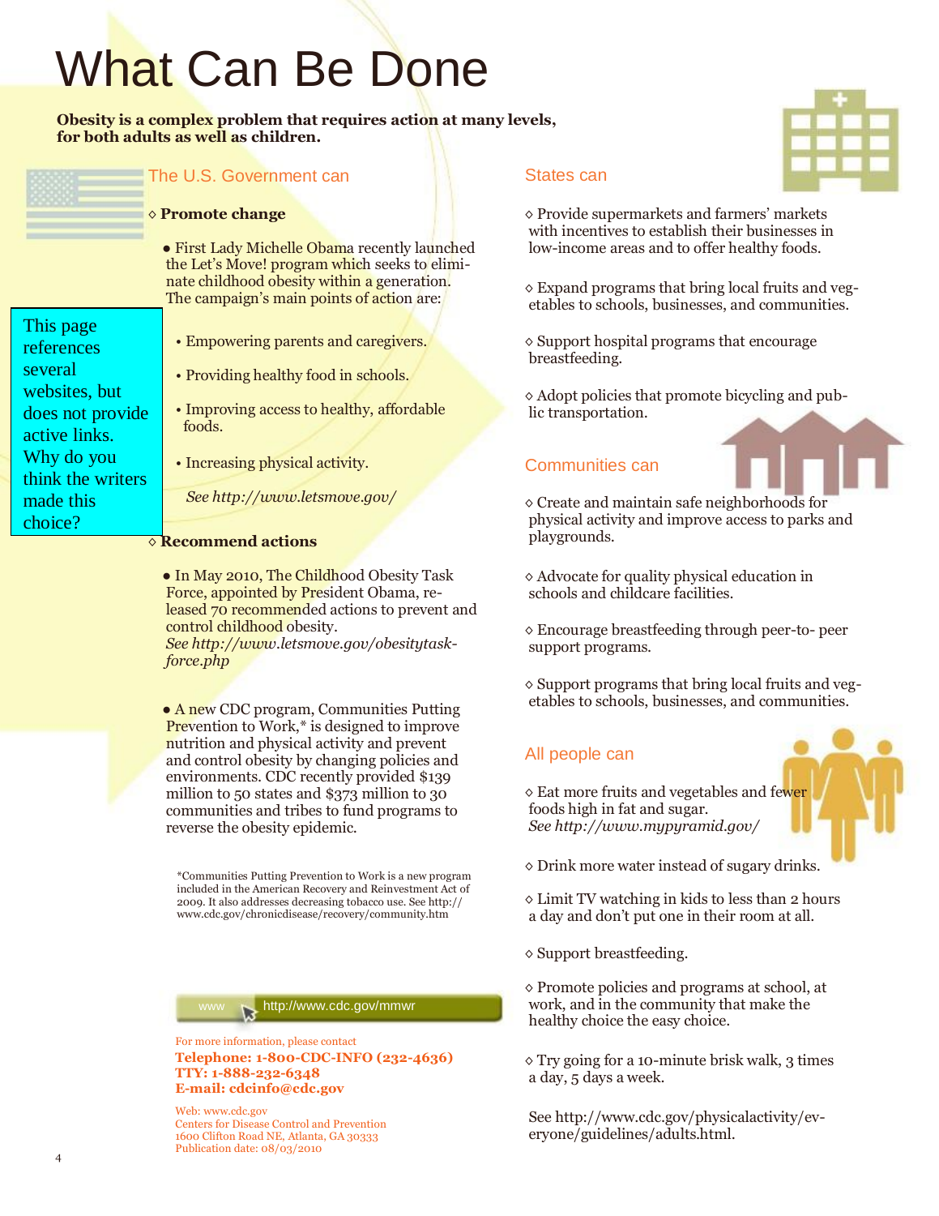# What Can Be Done

**Obesity is a complex problem that requires action at many levels, for both adults as well as children.**

## The U.S. Government can

◇ **Promote change**

● First Lady Michelle Obama recently launched the Let's Move! program which seeks to eliminate childhood obesity within a generation. The campaign's main points of action are:

- Empowering parents and caregivers.
- Providing healthy food in schools.
- Improving access to healthy, affordable foods.
- Increasing physical activity.

*See http://www.letsmove.gov/*

> This page references several websites, but does not provide active links. Why do you think the writers made this choice?

◇ **Recommend actions**

● In May 2010, The Childhood Obesity Task Force, appointed by President Obama, released 70 recommended actions to prevent and control childhood obesity.
*See http://www.letsmove.gov/obesitytask-force.php*

● A new CDC program, Communities Putting Prevention to Work,* is designed to improve nutrition and physical activity and prevent and control obesity by changing policies and environments. CDC recently provided $139 million to 50 states and $373 million to 30 communities and tribes to fund programs to reverse the obesity epidemic.

*Communities Putting Prevention to Work is a new program included in the American Recovery and Reinvestment Act of 2009. It also addresses decreasing tobacco use. See http://www.cdc.gov/chronicdisease/recovery/community.htm

www http://www.cdc.gov/mmwr

For more information, please contact
**Telephone: 1-800-CDC-INFO (232-4636)**
**TTY: 1-888-232-6348**
**E-mail: cdcinfo@cdc.gov**

Web: www.cdc.gov
Centers for Disease Control and Prevention
1600 Clifton Road NE, Atlanta, GA 30333
Publication date: 08/03/2010

## States can

◇ Provide supermarkets and farmers' markets with incentives to establish their businesses in low-income areas and to offer healthy foods.

◇ Expand programs that bring local fruits and vegetables to schools, businesses, and communities.

◇ Support hospital programs that encourage breastfeeding.

◇ Adopt policies that promote bicycling and public transportation.

## Communities can

◇ Create and maintain safe neighborhoods for physical activity and improve access to parks and playgrounds.

◇ Advocate for quality physical education in schools and childcare facilities.

◇ Encourage breastfeeding through peer-to- peer support programs.

◇ Support programs that bring local fruits and vegetables to schools, businesses, and communities.

## All people can

◇ Eat more fruits and vegetables and fewer foods high in fat and sugar.
*See http://www.mypyramid.gov/*

◇ Drink more water instead of sugary drinks.

◇ Limit TV watching in kids to less than 2 hours a day and don't put one in their room at all.

◇ Support breastfeeding.

◇ Promote policies and programs at school, at work, and in the community that make the healthy choice the easy choice.

◇ Try going for a 10-minute brisk walk, 3 times a day, 5 days a week.

See http://www.cdc.gov/physicalactivity/everyone/guidelines/adults.html.